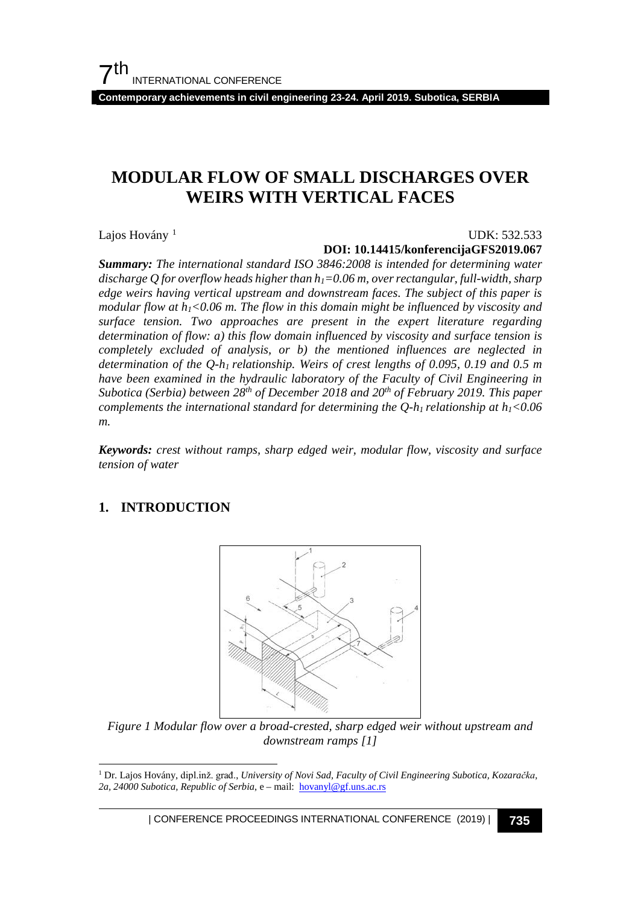# MODULAR FLOW OF SMALL DISCHARGES OVER WEIRS WITH VERTICAL FACES

Lajos Hovány [1]

UDK: 532.533

**DOI: 10.14415/konferencijaGFS2019.067**

***Summary:*** *The international standard ISO 3846:2008 is intended for determining water discharge Q for overflow heads higher than $h_1$=0.06 m, over rectangular, full-width, sharp edge weirs having vertical upstream and downstream faces. The subject of this paper is modular flow at $h_1$<0.06 m. The flow in this domain might be influenced by viscosity and surface tension. Two approaches are present in the expert literature regarding determination of flow: a) this flow domain influenced by viscosity and surface tension is completely excluded of analysis, or b) the mentioned influences are neglected in determination of the Q-$h_1$ relationship. Weirs of crest lengths of 0.095, 0.19 and 0.5 m have been examined in the hydraulic laboratory of the Faculty of Civil Engineering in Subotica (Serbia) between 28th of December 2018 and 20th of February 2019. This paper complements the international standard for determining the Q-$h_1$ relationship at $h_1$<0.06 m.*

***Keywords:*** *crest without ramps, sharp edged weir, modular flow, viscosity and surface tension of water*

## 1. INTRODUCTION

*Figure 1 Modular flow over a broad-crested, sharp edged weir without upstream and downstream ramps [1]*

[1] Dr. Lajos Hovány, dipl.inž. građ., *University of Novi Sad, Faculty of Civil Engineering Subotica, Kozaračka, 2a, 24000 Subotica, Republic of Serbia*, e – mail: hovanyl@gf.uns.ac.rs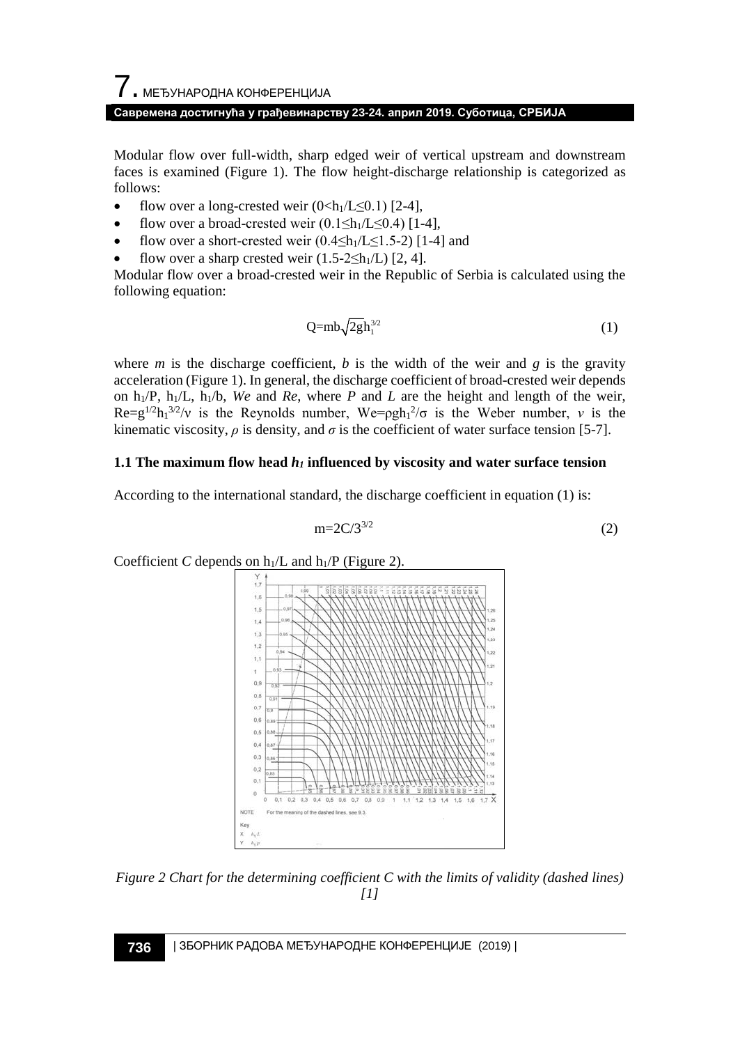Modular flow over full-width, sharp edged weir of vertical upstream and downstream faces is examined (Figure 1). The flow height-discharge relationship is categorized as follows:

- flow over a long-crested weir ($0<h_1/L\leq 0.1$) [2-4],
- flow over a broad-crested weir ($0.1\leq h_1/L\leq 0.4$) [1-4],
- flow over a short-crested weir ($0.4\leq h_1/L\leq 1.5$-$2$) [1-4] and
- flow over a sharp crested weir ($1.5$-$2\leq h_1/L$) [2, 4].

Modular flow over a broad-crested weir in the Republic of Serbia is calculated using the following equation:

$$Q=mb\sqrt{2g}h_1^{3/2} \tag{1}$$

where $m$ is the discharge coefficient, $b$ is the width of the weir and $g$ is the gravity acceleration (Figure 1). In general, the discharge coefficient of broad-crested weir depends on $h_1/P$, $h_1/L$, $h_1/b$, *We* and *Re*, where $P$ and $L$ are the height and length of the weir, $Re=g^{1/2}h_1^{3/2}/\nu$ is the Reynolds number, $We=\rho g h_1^2/\sigma$ is the Weber number, $\nu$ is the kinematic viscosity, $\rho$ is density, and $\sigma$ is the coefficient of water surface tension [5-7].

### 1.1 The maximum flow head $h_1$ influenced by viscosity and water surface tension

According to the international standard, the discharge coefficient in equation (1) is:

$$m=2C/3^{3/2} \tag{2}$$

Coefficient $C$ depends on $h_1/L$ and $h_1/P$ (Figure 2).

*Figure 2 Chart for the determining coefficient C with the limits of validity (dashed lines) [1]*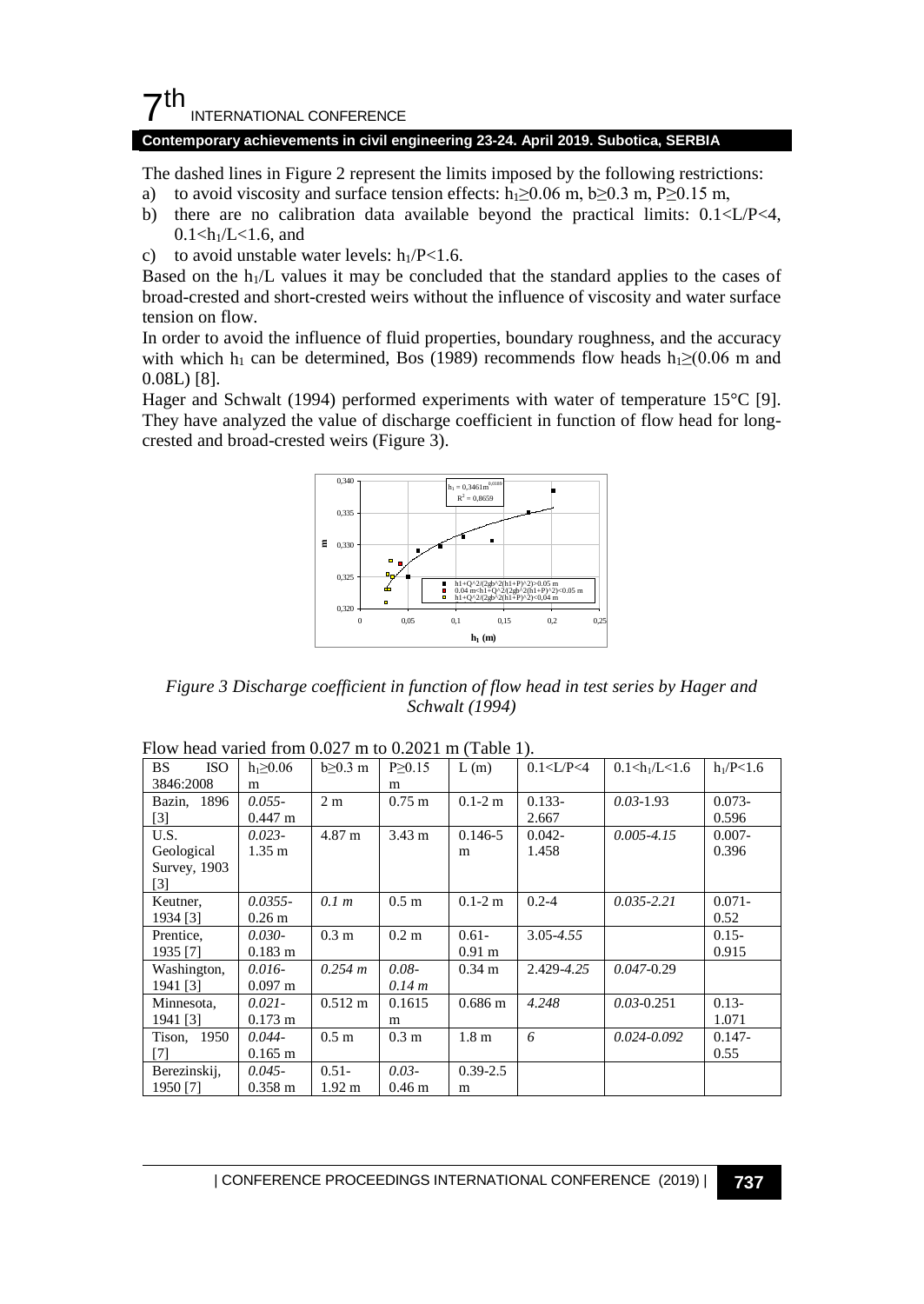The dashed lines in Figure 2 represent the limits imposed by the following restrictions:

a) to avoid viscosity and surface tension effects: $h_1 \geq 0.06$ m, $b \geq 0.3$ m, $P \geq 0.15$ m,
b) there are no calibration data available beyond the practical limits: $0.1 < L/P < 4$, $0.1 < h_1/L < 1.6$, and
c) to avoid unstable water levels: $h_1/P < 1.6$.

Based on the $h_1/L$ values it may be concluded that the standard applies to the cases of broad-crested and short-crested weirs without the influence of viscosity and water surface tension on flow.

In order to avoid the influence of fluid properties, boundary roughness, and the accuracy with which $h_1$ can be determined, Bos (1989) recommends flow heads $h_1 \geq (0.06$ m and $0.08L)$ [8].

Hager and Schwalt (1994) performed experiments with water of temperature 15°C [9]. They have analyzed the value of discharge coefficient in function of flow head for long-crested and broad-crested weirs (Figure 3).

*Figure 3 Discharge coefficient in function of flow head in test series by Hager and Schwalt (1994)*

Flow head varied from 0.027 m to 0.2021 m (Table 1).

| BS ISO 3846:2008 | $h_1 \geq 0.06$ m | $b \geq 0.3$ m | $P \geq 0.15$ m | L (m) | $0.1 < L/P < 4$ | $0.1 < h_1/L < 1.6$ | $h_1/P < 1.6$ |
|---|---|---|---|---|---|---|---|
| Bazin, 1896 [3] | *0.055-* 0.447 m | 2 m | 0.75 m | 0.1-2 m | 0.133-2.667 | *0.03*-1.93 | 0.073-0.596 |
| U.S. Geological Survey, 1903 [3] | *0.023-* 1.35 m | 4.87 m | 3.43 m | 0.146-5 m | 0.042-1.458 | *0.005-4.15* | 0.007-0.396 |
| Keutner, 1934 [3] | *0.0355-* 0.26 m | *0.1 m* | 0.5 m | 0.1-2 m | 0.2-4 | *0.035-2.21* | 0.071-0.52 |
| Prentice, 1935 [7] | *0.030-* 0.183 m | 0.3 m | 0.2 m | 0.61-0.91 m | 3.05-*4.55* | | 0.15-0.915 |
| Washington, 1941 [3] | *0.016-* 0.097 m | *0.254 m* | *0.08-0.14 m* | 0.34 m | 2.429-*4.25* | *0.047*-0.29 | |
| Minnesota, 1941 [3] | *0.021-* 0.173 m | 0.512 m | 0.1615 m | 0.686 m | *4.248* | *0.03*-0.251 | 0.13-1.071 |
| Tison, 1950 [7] | *0.044-* 0.165 m | 0.5 m | 0.3 m | 1.8 m | *6* | *0.024-0.092* | 0.147-0.55 |
| Berezinskij, 1950 [7] | *0.045-* 0.358 m | 0.51-1.92 m | *0.03-* 0.46 m | 0.39-2.5 m | | | |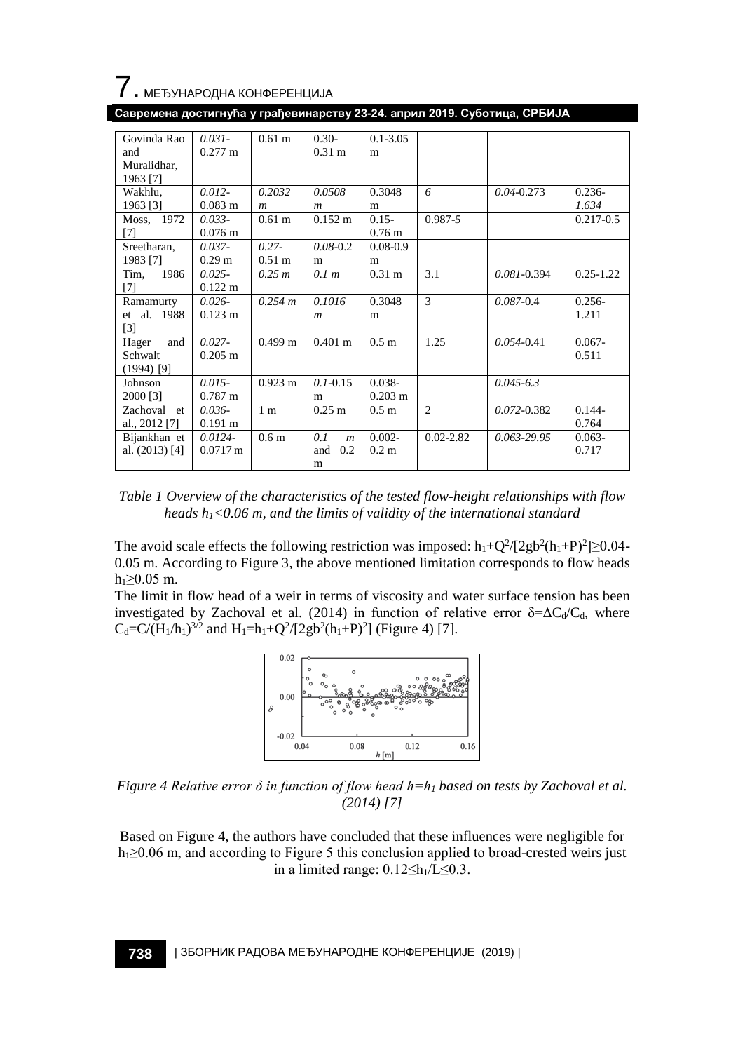| | | | | | | | |
|---|---|---|---|---|---|---|---|
| Govinda Rao and Muralidhar, 1963 [7] | *0.031*-0.277 m | 0.61 m | 0.30-0.31 m | 0.1-3.05 m | | | |
| Wakhlu, 1963 [3] | *0.012*-0.083 m | *0.2032 m* | *0.0508 m* | 0.3048 m | *6* | *0.04*-0.273 | 0.236-*1.634* |
| Moss, 1972 [7] | *0.033*-0.076 m | 0.61 m | 0.152 m | 0.15-0.76 m | 0.987-*5* | | 0.217-0.5 |
| Sreetharan, 1983 [7] | *0.037*-0.29 m | *0.27*-0.51 m | *0.08*-0.2 m | 0.08-0.9 m | | | |
| Tim, 1986 [7] | *0.025*-0.122 m | *0.25 m* | *0.1 m* | 0.31 m | 3.1 | *0.081*-0.394 | 0.25-1.22 |
| Ramamurty et al. 1988 [3] | *0.026*-0.123 m | *0.254 m* | *0.1016 m* | 0.3048 m | 3 | *0.087*-0.4 | 0.256-1.211 |
| Hager and Schwalt (1994) [9] | *0.027*-0.205 m | 0.499 m | 0.401 m | 0.5 m | 1.25 | *0.054*-0.41 | 0.067-0.511 |
| Johnson 2000 [3] | *0.015*-0.787 m | 0.923 m | *0.1*-0.15 m | 0.038-0.203 m | | *0.045-6.3* | |
| Zachoval et al., 2012 [7] | *0.036*-0.191 m | 1 m | 0.25 m | 0.5 m | 2 | *0.072*-0.382 | 0.144-0.764 |
| Bijankhan et al. (2013) [4] | *0.0124*-0.0717 m | 0.6 m | *0.1 m* and 0.2 m | 0.002-0.2 m | 0.02-2.82 | *0.063-29.95* | 0.063-0.717 |

*Table 1 Overview of the characteristics of the tested flow-height relationships with flow heads $h_1$<0.06 m, and the limits of validity of the international standard*

The avoid scale effects the following restriction was imposed: $h_1+Q^2/[2gb^2(h_1+P)^2]\geq 0.04$-0.05 m. According to Figure 3, the above mentioned limitation corresponds to flow heads $h_1\geq 0.05$ m.

The limit in flow head of a weir in terms of viscosity and water surface tension has been investigated by Zachoval et al. (2014) in function of relative error $\delta=\Delta C_d/C_d$, where $C_d=C/(H_1/h_1)^{3/2}$ and $H_1=h_1+Q^2/[2gb^2(h_1+P)^2]$ (Figure 4) [7].

*Figure 4 Relative error $\delta$ in function of flow head $h=h_1$ based on tests by Zachoval et al. (2014) [7]*

Based on Figure 4, the authors have concluded that these influences were negligible for $h_1\geq 0.06$ m, and according to Figure 5 this conclusion applied to broad-crested weirs just in a limited range: $0.12\leq h_1/L\leq 0.3$.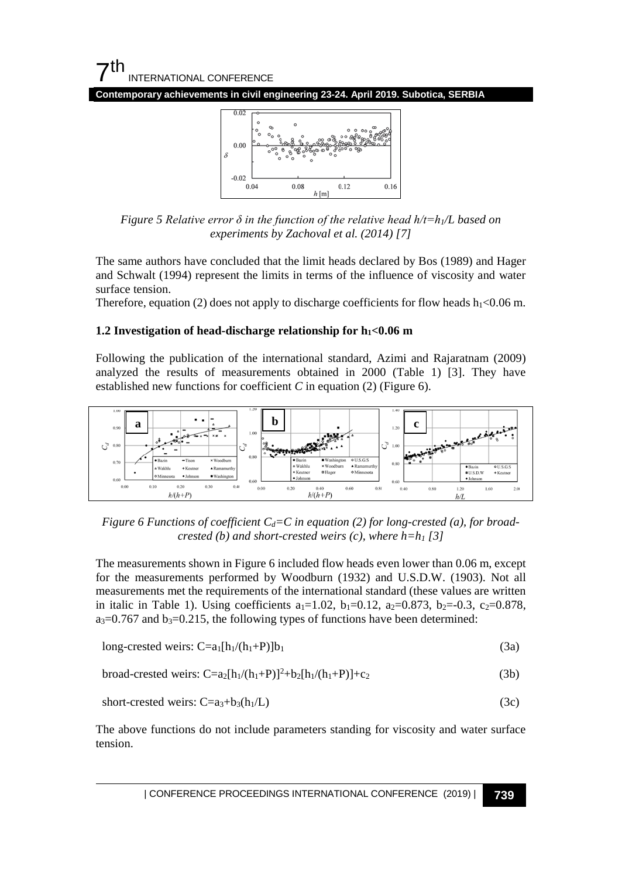*Figure 5 Relative error $\delta$ in the function of the relative head $h/t=h_1/L$ based on experiments by Zachoval et al. (2014) [7]*

The same authors have concluded that the limit heads declared by Bos (1989) and Hager and Schwalt (1994) represent the limits in terms of the influence of viscosity and water surface tension.

Therefore, equation (2) does not apply to discharge coefficients for flow heads $h_1<0.06$ m.

### 1.2 Investigation of head-discharge relationship for $h_1<0.06$ m

Following the publication of the international standard, Azimi and Rajaratnam (2009) analyzed the results of measurements obtained in 2000 (Table 1) [3]. They have established new functions for coefficient $C$ in equation (2) (Figure 6).

*Figure 6 Functions of coefficient $C_d=C$ in equation (2) for long-crested (a), for broad-crested (b) and short-crested weirs (c), where $h=h_1$ [3]*

The measurements shown in Figure 6 included flow heads even lower than 0.06 m, except for the measurements performed by Woodburn (1932) and U.S.D.W. (1903). Not all measurements met the requirements of the international standard (these values are written in italic in Table 1). Using coefficients $a_1=1.02$, $b_1=0.12$, $a_2=0.873$, $b_2=-0.3$, $c_2=0.878$, $a_3=0.767$ and $b_3=0.215$, the following types of functions have been determined:

long-crested weirs: $C=a_1[h_1/(h_1+P)]b_1$ (3a)

broad-crested weirs: $C=a_2[h_1/(h_1+P)]^2+b_2[h_1/(h_1+P)]+c_2$ (3b)

short-crested weirs: $C=a_3+b_3(h_1/L)$ (3c)

The above functions do not include parameters standing for viscosity and water surface tension.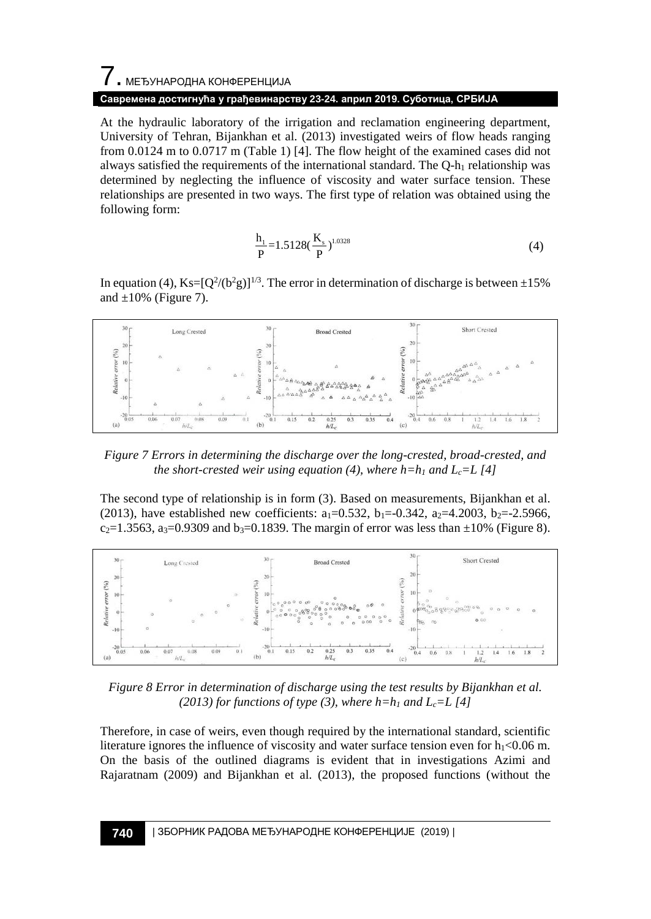At the hydraulic laboratory of the irrigation and reclamation engineering department, University of Tehran, Bijankhan et al. (2013) investigated weirs of flow heads ranging from 0.0124 m to 0.0717 m (Table 1) [4]. The flow height of the examined cases did not always satisfied the requirements of the international standard. The Q-$h_1$ relationship was determined by neglecting the influence of viscosity and water surface tension. These relationships are presented in two ways. The first type of relation was obtained using the following form:

$$\frac{h_1}{P}=1.5128\left(\frac{K_s}{P}\right)^{1.0328} \tag{4}$$

In equation (4), $Ks=[Q^2/(b^2g)]^{1/3}$. The error in determination of discharge is between ±15% and ±10% (Figure 7).

*Figure 7 Errors in determining the discharge over the long-crested, broad-crested, and the short-crested weir using equation (4), where $h=h_1$ and $L_c=L$ [4]*

The second type of relationship is in form (3). Based on measurements, Bijankhan et al. (2013), have established new coefficients: $a_1$=0.532, $b_1$=-0.342, $a_2$=4.2003, $b_2$=-2.5966, $c_2$=1.3563, $a_3$=0.9309 and $b_3$=0.1839. The margin of error was less than ±10% (Figure 8).

*Figure 8 Error in determination of discharge using the test results by Bijankhan et al. (2013) for functions of type (3), where $h=h_1$ and $L_c=L$ [4]*

Therefore, in case of weirs, even though required by the international standard, scientific literature ignores the influence of viscosity and water surface tension even for $h_1$<0.06 m. On the basis of the outlined diagrams is evident that in investigations Azimi and Rajaratnam (2009) and Bijankhan et al. (2013), the proposed functions (without the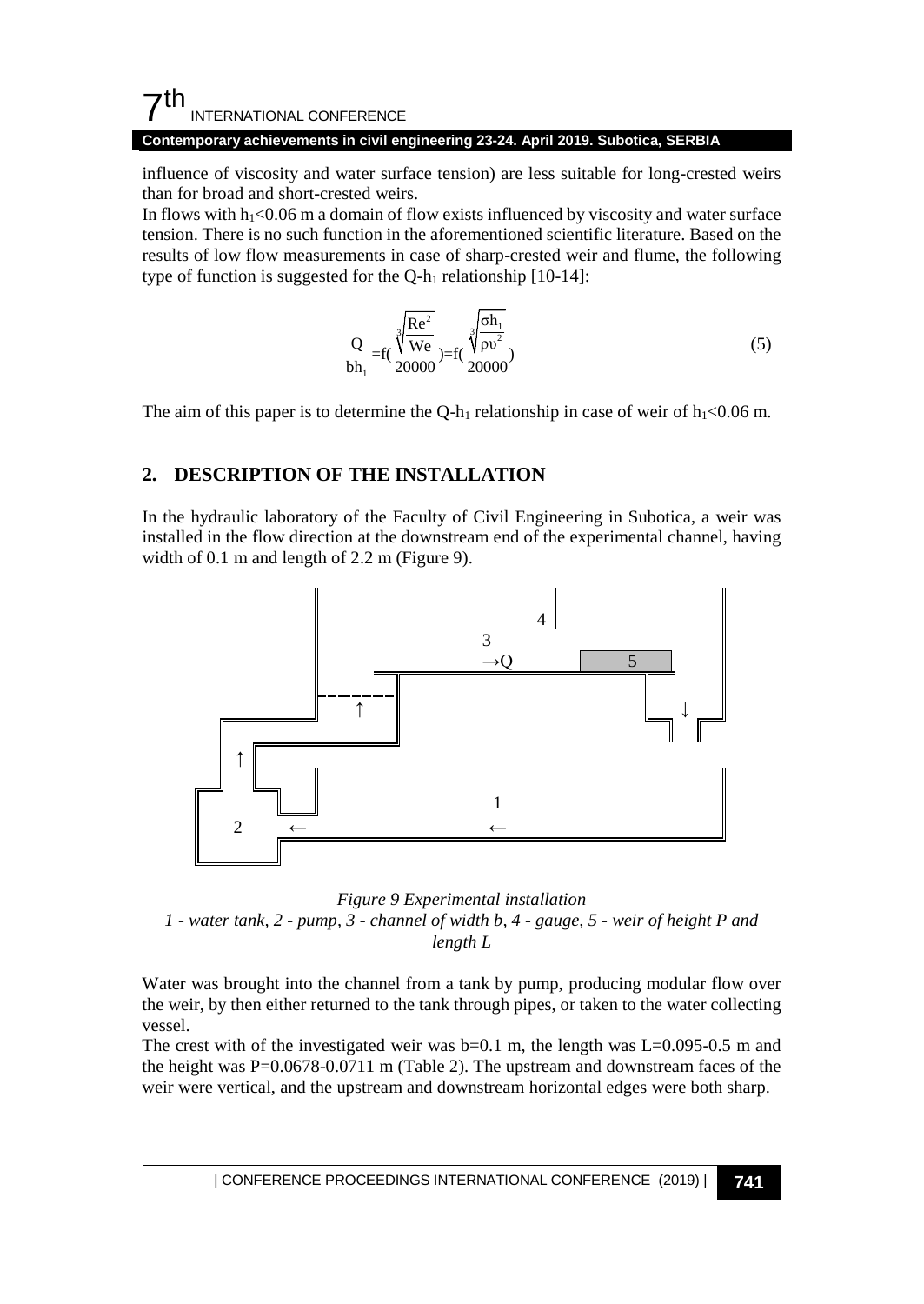influence of viscosity and water surface tension) are less suitable for long-crested weirs than for broad and short-crested weirs.

In flows with $h_1$<0.06 m a domain of flow exists influenced by viscosity and water surface tension. There is no such function in the aforementioned scientific literature. Based on the results of low flow measurements in case of sharp-crested weir and flume, the following type of function is suggested for the Q-$h_1$ relationship [10-14]:

$$\frac{Q}{bh_1}=f(\frac{\sqrt[3]{\frac{Re^2}{We}}}{20000})=f(\frac{\sqrt[3]{\frac{\sigma h_1}{\rho \upsilon^2}}}{20000}) \tag{5}$$

The aim of this paper is to determine the Q-$h_1$ relationship in case of weir of $h_1$<0.06 m.

## 2. DESCRIPTION OF THE INSTALLATION

In the hydraulic laboratory of the Faculty of Civil Engineering in Subotica, a weir was installed in the flow direction at the downstream end of the experimental channel, having width of 0.1 m and length of 2.2 m (Figure 9).

*Figure 9 Experimental installation*
*1 - water tank, 2 - pump, 3 - channel of width b, 4 - gauge, 5 - weir of height P and length L*

Water was brought into the channel from a tank by pump, producing modular flow over the weir, by then either returned to the tank through pipes, or taken to the water collecting vessel.

The crest with of the investigated weir was b=0.1 m, the length was L=0.095-0.5 m and the height was P=0.0678-0.0711 m (Table 2). The upstream and downstream faces of the weir were vertical, and the upstream and downstream horizontal edges were both sharp.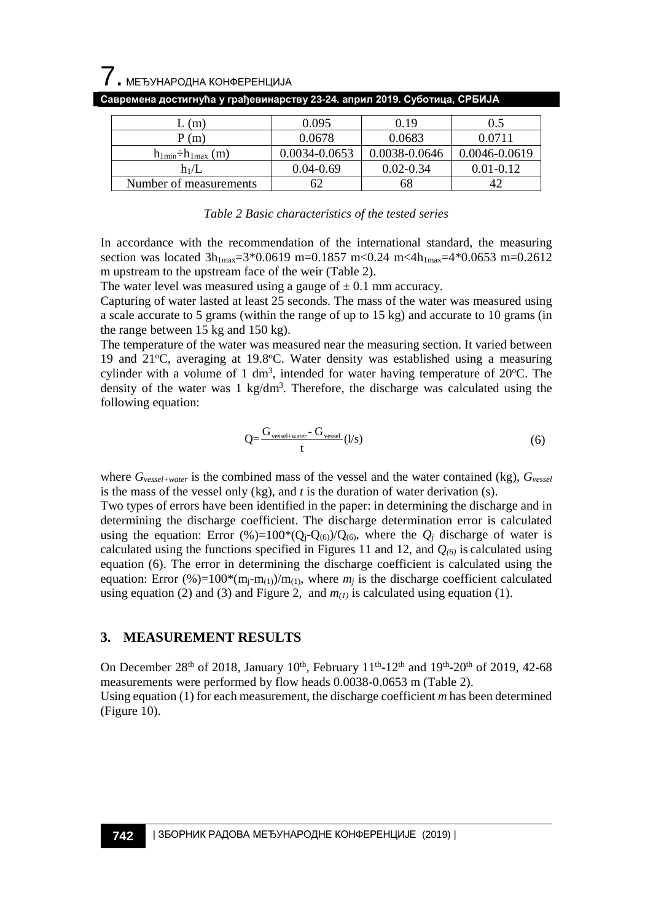| L (m) | 0.095 | 0.19 | 0.5 |
| --- | --- | --- | --- |
| P (m) | 0.0678 | 0.0683 | 0.0711 |
| $h_{1min} \div h_{1max}$ (m) | 0.0034-0.0653 | 0.0038-0.0646 | 0.0046-0.0619 |
| $h_1/L$ | 0.04-0.69 | 0.02-0.34 | 0.01-0.12 |
| Number of measurements | 62 | 68 | 42 |

*Table 2 Basic characteristics of the tested series*

In accordance with the recommendation of the international standard, the measuring section was located $3h_{1max}=3*0.0619$ m=0.1857 m<0.24 m<$4h_{1max}=4*0.0653$ m=0.2612 m upstream to the upstream face of the weir (Table 2).

The water level was measured using a gauge of ± 0.1 mm accuracy.

Capturing of water lasted at least 25 seconds. The mass of the water was measured using a scale accurate to 5 grams (within the range of up to 15 kg) and accurate to 10 grams (in the range between 15 kg and 150 kg).

The temperature of the water was measured near the measuring section. It varied between 19 and 21°C, averaging at 19.8°C. Water density was established using a measuring cylinder with a volume of 1 dm$^3$, intended for water having temperature of 20°C. The density of the water was 1 kg/dm$^3$. Therefore, the discharge was calculated using the following equation:

$$Q=\frac{G_{vessel+water}-G_{vessel}}{t}\,(l/s) \tag{6}$$

where $G_{vessel+water}$ is the combined mass of the vessel and the water contained (kg), $G_{vessel}$ is the mass of the vessel only (kg), and $t$ is the duration of water derivation (s).

Two types of errors have been identified in the paper: in determining the discharge and in determining the discharge coefficient. The discharge determination error is calculated using the equation: Error (%)=$100*(Q_j-Q_{(6)})/Q_{(6)}$, where the $Q_j$ discharge of water is calculated using the functions specified in Figures 11 and 12, and $Q_{(6)}$ is calculated using equation (6). The error in determining the discharge coefficient is calculated using the equation: Error (%)=$100*(m_j-m_{(1)})/m_{(1)}$, where $m_j$ is the discharge coefficient calculated using equation (2) and (3) and Figure 2, and $m_{(1)}$ is calculated using equation (1).

## 3. MEASUREMENT RESULTS

On December 28th of 2018, January 10th, February 11th-12th and 19th-20th of 2019, 42-68 measurements were performed by flow heads 0.0038-0.0653 m (Table 2).

Using equation (1) for each measurement, the discharge coefficient *m* has been determined (Figure 10).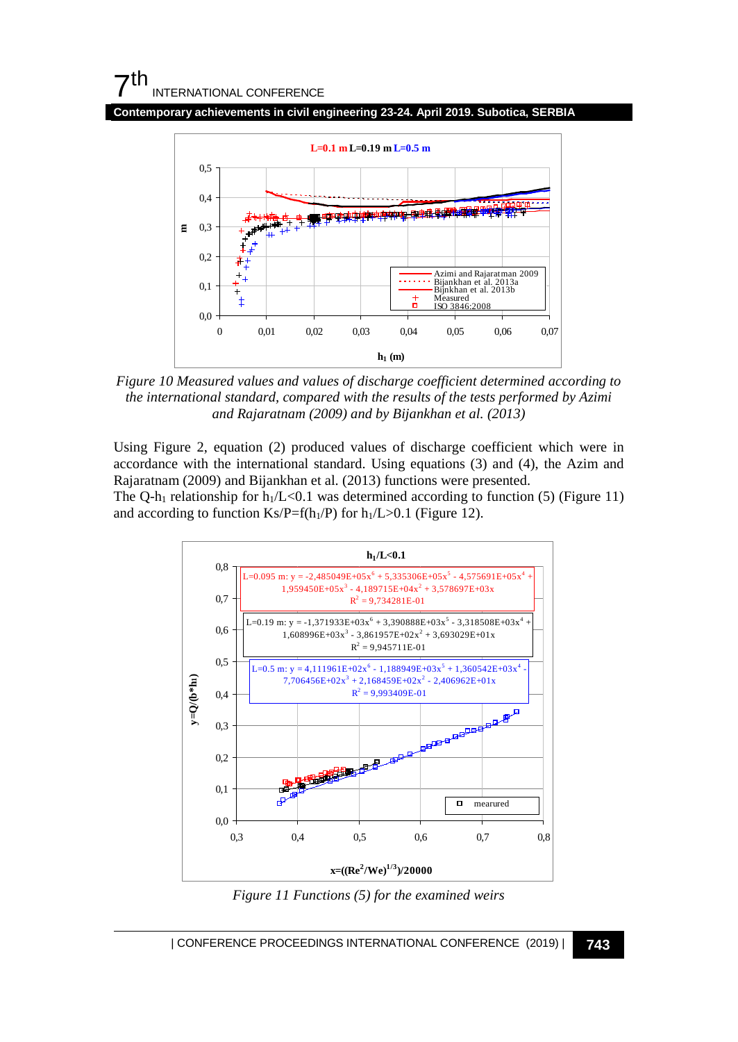*Figure 10 Measured values and values of discharge coefficient determined according to the international standard, compared with the results of the tests performed by Azimi and Rajaratnam (2009) and by Bijankhan et al. (2013)*

Using Figure 2, equation (2) produced values of discharge coefficient which were in accordance with the international standard. Using equations (3) and (4), the Azim and Rajaratnam (2009) and Bijankhan et al. (2013) functions were presented.

The Q-$h_1$ relationship for $h_1/L<0.1$ was determined according to function (5) (Figure 11) and according to function $Ks/P=f(h_1/P)$ for $h_1/L>0.1$ (Figure 12).

*Figure 11 Functions (5) for the examined weirs*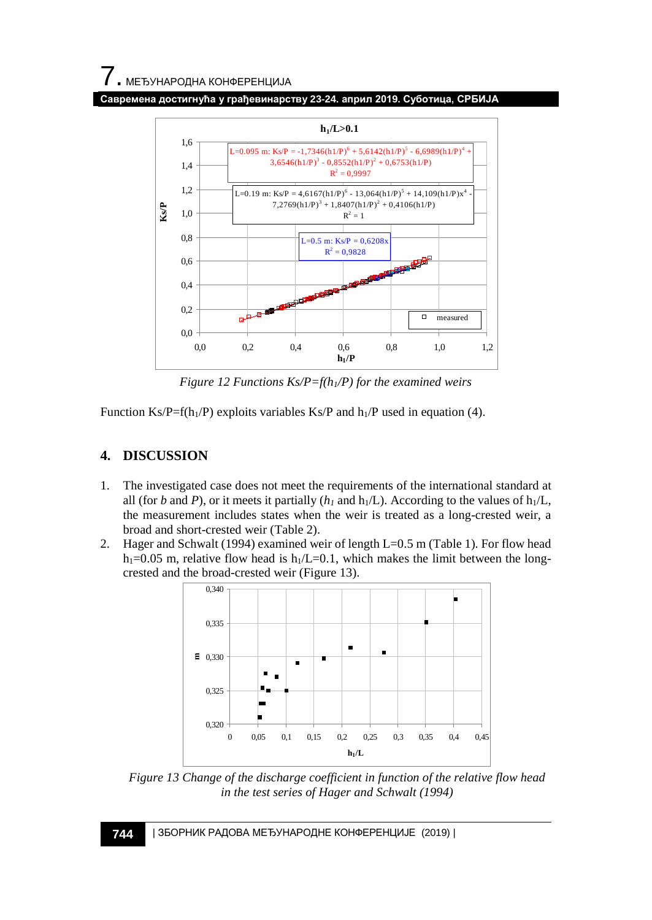Figure 12 Functions $Ks/P=f(h_1/P)$ for the examined weirs

Function $Ks/P=f(h_1/P)$ exploits variables Ks/P and $h_1/P$ used in equation (4).

## 4. DISCUSSION

1. The investigated case does not meet the requirements of the international standard at all (for *b* and *P*), or it meets it partially ($h_1$ and $h_1/L$). According to the values of $h_1/L$, the measurement includes states when the weir is treated as a long-crested weir, a broad and short-crested weir (Table 2).
2. Hager and Schwalt (1994) examined weir of length L=0.5 m (Table 1). For flow head $h_1$=0.05 m, relative flow head is $h_1/L$=0.1, which makes the limit between the long-crested and the broad-crested weir (Figure 13).

Figure 13 Change of the discharge coefficient in function of the relative flow head in the test series of Hager and Schwalt (1994)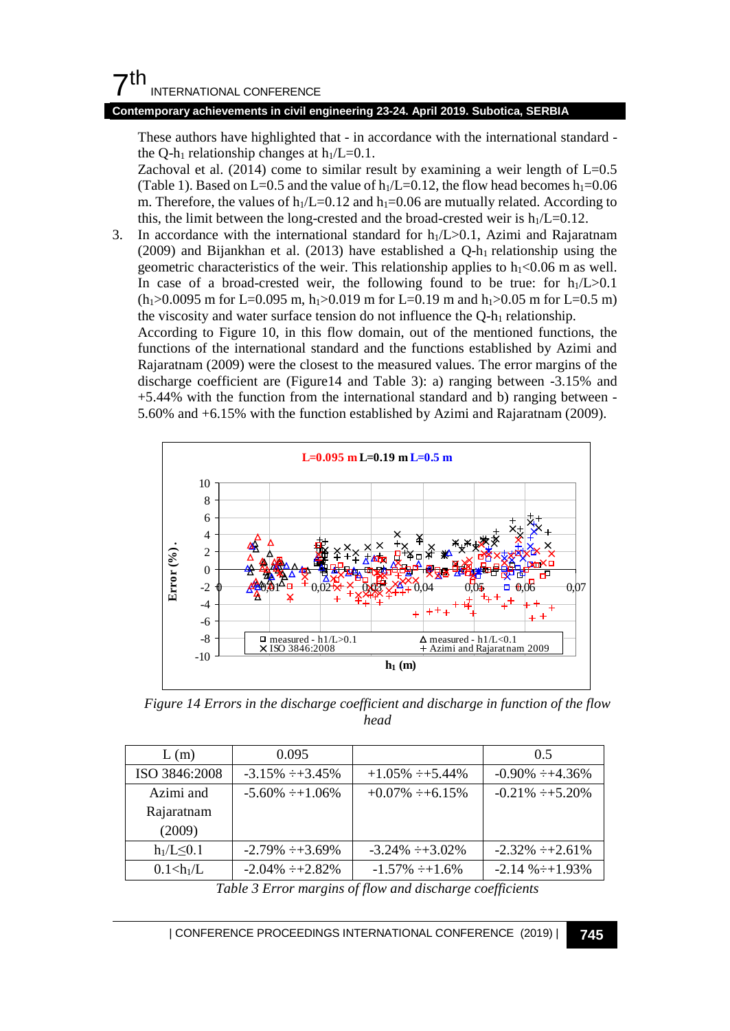These authors have highlighted that - in accordance with the international standard - the Q-$h_1$ relationship changes at $h_1/L=0.1$.

Zachoval et al. (2014) come to similar result by examining a weir length of L=0.5 (Table 1). Based on L=0.5 and the value of $h_1/L=0.12$, the flow head becomes $h_1=0.06$ m. Therefore, the values of $h_1/L=0.12$ and $h_1=0.06$ are mutually related. According to this, the limit between the long-crested and the broad-crested weir is $h_1/L=0.12$.

3. In accordance with the international standard for $h_1/L>0.1$, Azimi and Rajaratnam (2009) and Bijankhan et al. (2013) have established a Q-$h_1$ relationship using the geometric characteristics of the weir. This relationship applies to $h_1<0.06$ m as well. In case of a broad-crested weir, the following found to be true: for $h_1/L>0.1$ ($h_1>0.0095$ m for L=0.095 m, $h_1>0.019$ m for L=0.19 m and $h_1>0.05$ m for L=0.5 m) the viscosity and water surface tension do not influence the Q-$h_1$ relationship.

   According to Figure 10, in this flow domain, out of the mentioned functions, the functions of the international standard and the functions established by Azimi and Rajaratnam (2009) were the closest to the measured values. The error margins of the discharge coefficient are (Figure14 and Table 3): a) ranging between -3.15% and +5.44% with the function from the international standard and b) ranging between -5.60% and +6.15% with the function established by Azimi and Rajaratnam (2009).

*Figure 14 Errors in the discharge coefficient and discharge in function of the flow head*

| L (m) | 0.095 | | 0.5 |
|---|---|---|---|
| ISO 3846:2008 | -3.15% ÷+3.45% | +1.05% ÷+5.44% | -0.90% ÷+4.36% |
| Azimi and Rajaratnam (2009) | -5.60% ÷+1.06% | +0.07% ÷+6.15% | -0.21% ÷+5.20% |
| $h_1/L\leq0.1$ | -2.79% ÷+3.69% | -3.24% ÷+3.02% | -2.32% ÷+2.61% |
| $0.1<h_1/L$ | -2.04% ÷+2.82% | -1.57% ÷+1.6% | -2.14 %÷+1.93% |

*Table 3 Error margins of flow and discharge coefficients*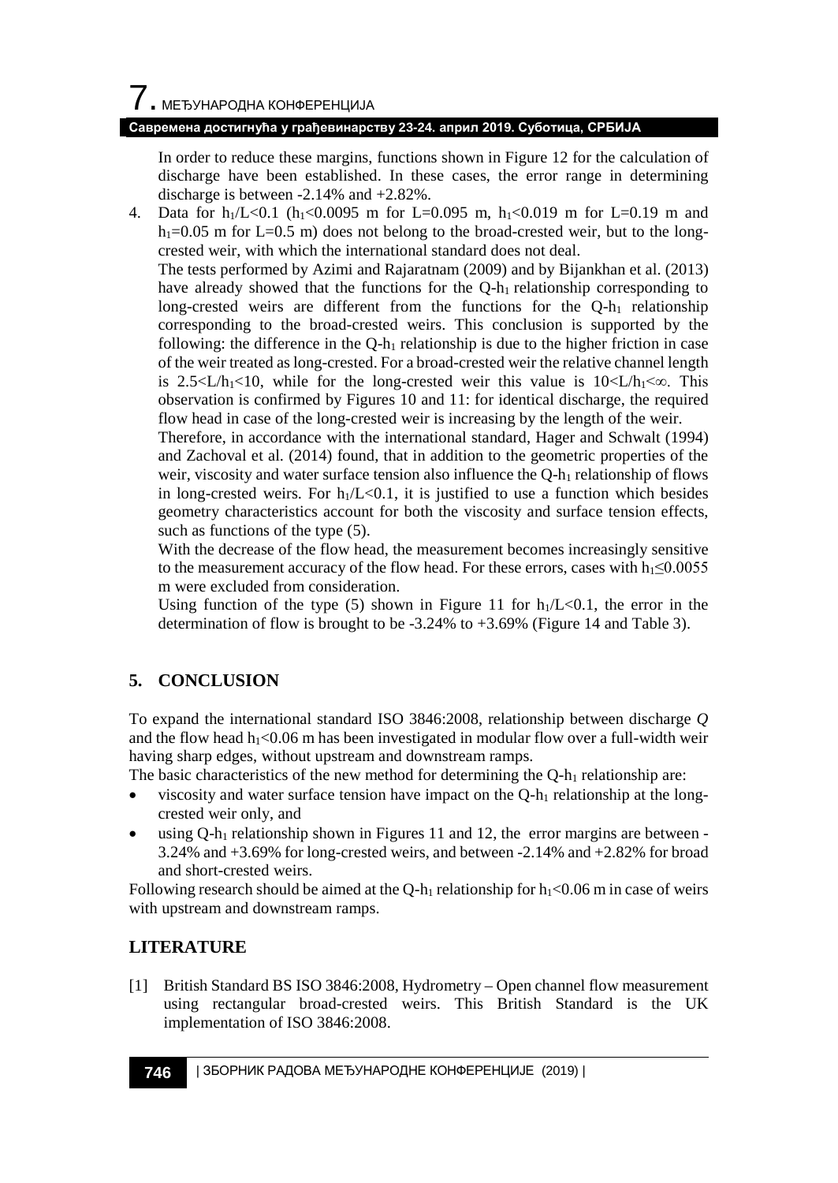In order to reduce these margins, functions shown in Figure 12 for the calculation of discharge have been established. In these cases, the error range in determining discharge is between -2.14% and +2.82%.

4. Data for $h_1/L<0.1$ ($h_1<0.0095$ m for L=0.095 m, $h_1<0.019$ m for L=0.19 m and $h_1=0.05$ m for L=0.5 m) does not belong to the broad-crested weir, but to the long-crested weir, with which the international standard does not deal.

   The tests performed by Azimi and Rajaratnam (2009) and by Bijankhan et al. (2013) have already showed that the functions for the Q-$h_1$ relationship corresponding to long-crested weirs are different from the functions for the Q-$h_1$ relationship corresponding to the broad-crested weirs. This conclusion is supported by the following: the difference in the Q-$h_1$ relationship is due to the higher friction in case of the weir treated as long-crested. For a broad-crested weir the relative channel length is $2.5<L/h_1<10$, while for the long-crested weir this value is $10<L/h_1<\infty$. This observation is confirmed by Figures 10 and 11: for identical discharge, the required flow head in case of the long-crested weir is increasing by the length of the weir.

   Therefore, in accordance with the international standard, Hager and Schwalt (1994) and Zachoval et al. (2014) found, that in addition to the geometric properties of the weir, viscosity and water surface tension also influence the Q-$h_1$ relationship of flows in long-crested weirs. For $h_1/L<0.1$, it is justified to use a function which besides geometry characteristics account for both the viscosity and surface tension effects, such as functions of the type (5).

   With the decrease of the flow head, the measurement becomes increasingly sensitive to the measurement accuracy of the flow head. For these errors, cases with $h_1 \leq 0.0055$ m were excluded from consideration.

   Using function of the type (5) shown in Figure 11 for $h_1/L<0.1$, the error in the determination of flow is brought to be -3.24% to +3.69% (Figure 14 and Table 3).

## 5. CONCLUSION

To expand the international standard ISO 3846:2008, relationship between discharge *Q* and the flow head $h_1<0.06$ m has been investigated in modular flow over a full-width weir having sharp edges, without upstream and downstream ramps.

The basic characteristics of the new method for determining the Q-$h_1$ relationship are:

- viscosity and water surface tension have impact on the Q-$h_1$ relationship at the long-crested weir only, and
- using Q-$h_1$ relationship shown in Figures 11 and 12, the error margins are between -3.24% and +3.69% for long-crested weirs, and between -2.14% and +2.82% for broad and short-crested weirs.

Following research should be aimed at the Q-$h_1$ relationship for $h_1<0.06$ m in case of weirs with upstream and downstream ramps.

## LITERATURE

[1] British Standard BS ISO 3846:2008, Hydrometry – Open channel flow measurement using rectangular broad-crested weirs. This British Standard is the UK implementation of ISO 3846:2008.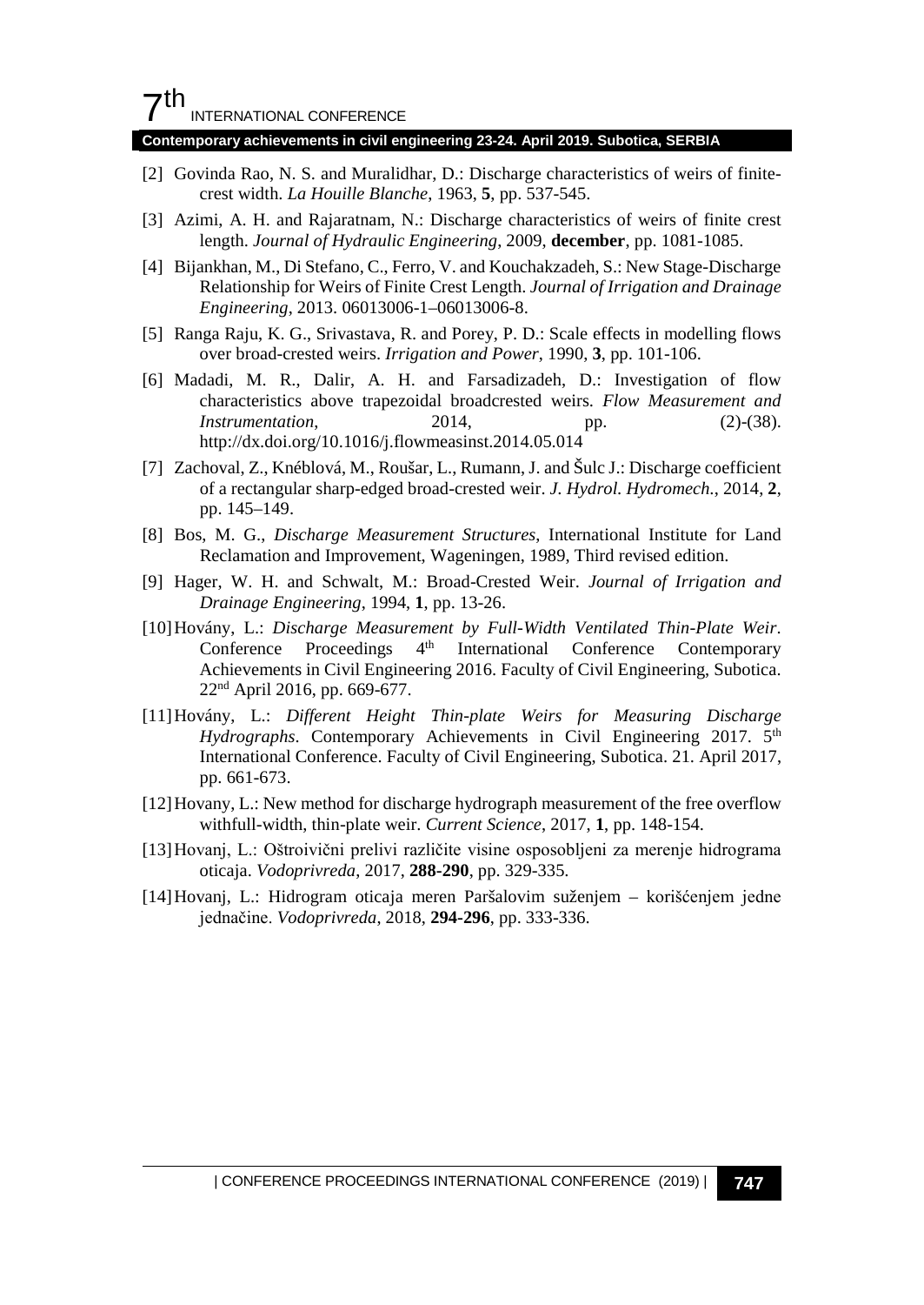[2] Govinda Rao, N. S. and Muralidhar, D.: Discharge characteristics of weirs of finite-crest width. *La Houille Blanche*, 1963, **5**, pp. 537-545.

[3] Azimi, A. H. and Rajaratnam, N.: Discharge characteristics of weirs of finite crest length. *Journal of Hydraulic Engineering*, 2009, **december**, pp. 1081-1085.

[4] Bijankhan, M., Di Stefano, C., Ferro, V. and Kouchakzadeh, S.: New Stage-Discharge Relationship for Weirs of Finite Crest Length. *Journal of Irrigation and Drainage Engineering*, 2013. 06013006-1–06013006-8.

[5] Ranga Raju, K. G., Srivastava, R. and Porey, P. D.: Scale effects in modelling flows over broad-crested weirs. *Irrigation and Power*, 1990, **3**, pp. 101-106.

[6] Madadi, M. R., Dalir, A. H. and Farsadizadeh, D.: Investigation of flow characteristics above trapezoidal broadcrested weirs. *Flow Measurement and Instrumentation*, 2014, pp. (2)-(38). http://dx.doi.org/10.1016/j.flowmeasinst.2014.05.014

[7] Zachoval, Z., Knéblová, M., Roušar, L., Rumann, J. and Šulc J.: Discharge coefficient of a rectangular sharp-edged broad-crested weir. *J. Hydrol. Hydromech.*, 2014, **2**, pp. 145–149.

[8] Bos, M. G., *Discharge Measurement Structures*, International Institute for Land Reclamation and Improvement, Wageningen, 1989, Third revised edition.

[9] Hager, W. H. and Schwalt, M.: Broad-Crested Weir. *Journal of Irrigation and Drainage Engineering*, 1994, **1**, pp. 13-26.

[10] Hovány, L.: *Discharge Measurement by Full-Width Ventilated Thin-Plate Weir*. Conference Proceedings 4th International Conference Contemporary Achievements in Civil Engineering 2016. Faculty of Civil Engineering, Subotica. 22nd April 2016, pp. 669-677.

[11] Hovány, L.: *Different Height Thin-plate Weirs for Measuring Discharge Hydrographs*. Contemporary Achievements in Civil Engineering 2017. 5th International Conference. Faculty of Civil Engineering, Subotica. 21. April 2017, pp. 661-673.

[12] Hovany, L.: New method for discharge hydrograph measurement of the free overflow withfull-width, thin-plate weir. *Current Science*, 2017, **1**, pp. 148-154.

[13] Hovanj, L.: Oštroivični prelivi različite visine osposobljeni za merenje hidrograma oticaja. *Vodoprivreda*, 2017, **288-290**, pp. 329-335.

[14] Hovanj, L.: Hidrogram oticaja meren Paršalovim suženjem – korišćenjem jedne jednačine. *Vodoprivreda*, 2018, **294-296**, pp. 333-336.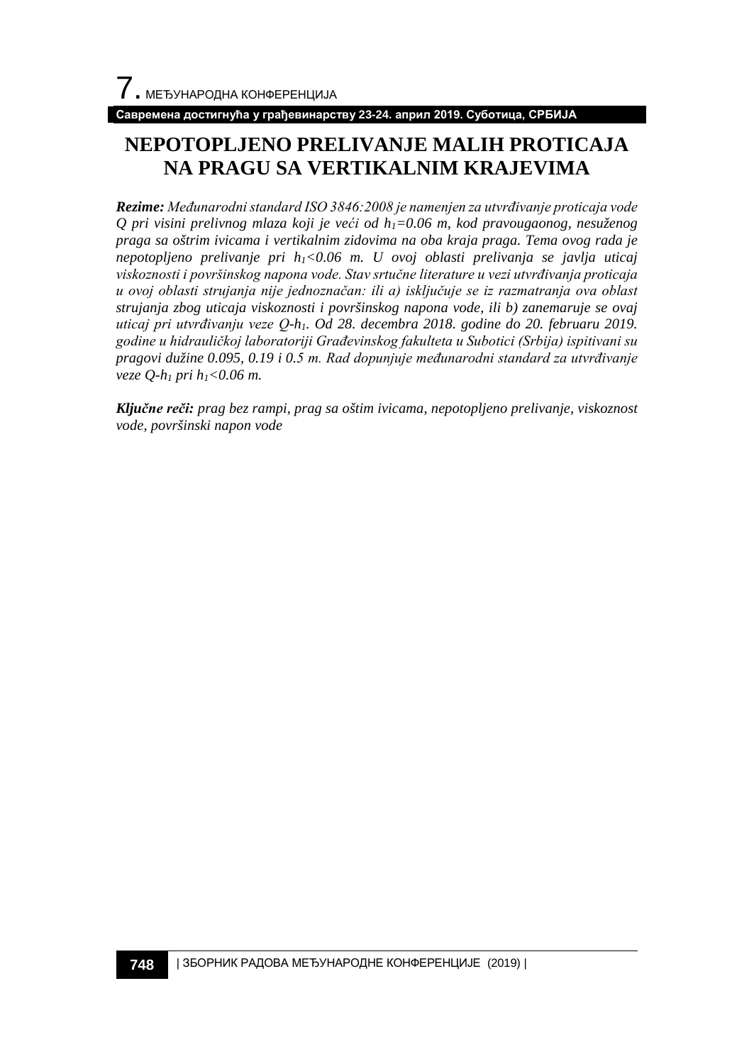# NEPOTOPLJENO PRELIVANJE MALIH PROTICAJA NA PRAGU SA VERTIKALNIM KRAJEVIMA

***Rezime:*** *Međunarodni standard ISO 3846:2008 je namenjen za utvrđivanje proticaja vode Q pri visini prelivnog mlaza koji je veći od $h_1$=0.06 m, kod pravougaonog, nesuženog praga sa oštrim ivicama i vertikalnim zidovima na oba kraja praga. Tema ovog rada je nepotopljeno prelivanje pri $h_1$<0.06 m. U ovoj oblasti prelivanja se javlja uticaj viskoznosti i površinskog napona vode. Stav srtučne literature u vezi utvrđivanja proticaja u ovoj oblasti strujanja nije jednoznačan: ili a) isključuje se iz razmatranja ova oblast strujanja zbog uticaja viskoznosti i površinskog napona vode, ili b) zanemaruje se ovaj uticaj pri utvrđivanju veze Q-$h_1$. Od 28. decembra 2018. godine do 20. februaru 2019. godine u hidrauličkoj laboratoriji Građevinskog fakulteta u Subotici (Srbija) ispitivani su pragovi dužine 0.095, 0.19 i 0.5 m. Rad dopunjuje međunarodni standard za utvrđivanje veze Q-$h_1$ pri $h_1$<0.06 m.*

***Ključne reči:*** *prag bez rampi, prag sa oštim ivicama, nepotopljeno prelivanje, viskoznost vode, površinski napon vode*